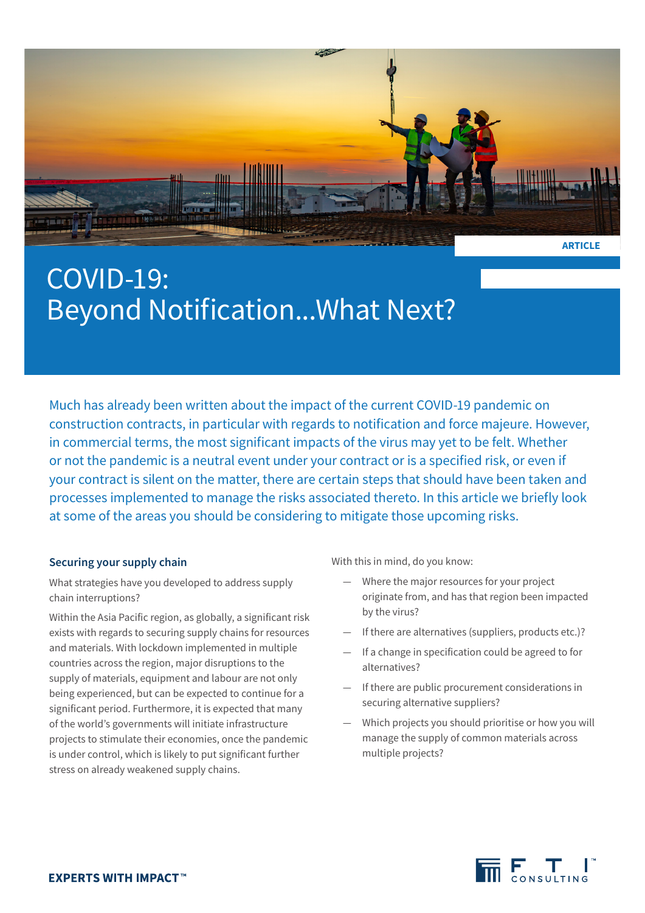ARTICLE

# COVID-19: Beyond Notification...What Next?

Much has already been written about the impact of the current COVID-19 pandemic on construction contracts, in particular with regards to notification and force majeure. However, in commercial terms, the most significant impacts of the virus may yet to be felt. Whether or not the pandemic is a neutral event under your contract or is a specified risk, or even if your contract is silent on the matter, there are certain steps that should have been taken and processes implemented to manage the risks associated thereto. In this article we briefly look at some of the areas you should be considering to mitigate those upcoming risks.

## Securing your supply chain

What strategies have you developed to address supply chain interruptions?

Within the Asia Pacific region, as globally, a significant risk exists with regards to securing supply chains for resources and materials. With lockdown implemented in multiple countries across the region, major disruptions to the supply of materials, equipment and labour are not only being experienced, but can be expected to continue for a significant period. Furthermore, it is expected that many of the world's governments will initiate infrastructure projects to stimulate their economies, once the pandemic is under control, which is likely to put significant further stress on already weakened supply chains.

With this in mind, do you know:

- Where the major resources for your project originate from, and has that region been impacted by the virus?
- If there are alternatives (suppliers, products etc.)?
- If a change in specification could be agreed to for alternatives?
- If there are public procurement considerations in securing alternative suppliers?
- Which projects you should prioritise or how you will manage the supply of common materials across multiple projects?

EXPERTS WITH IMPACT™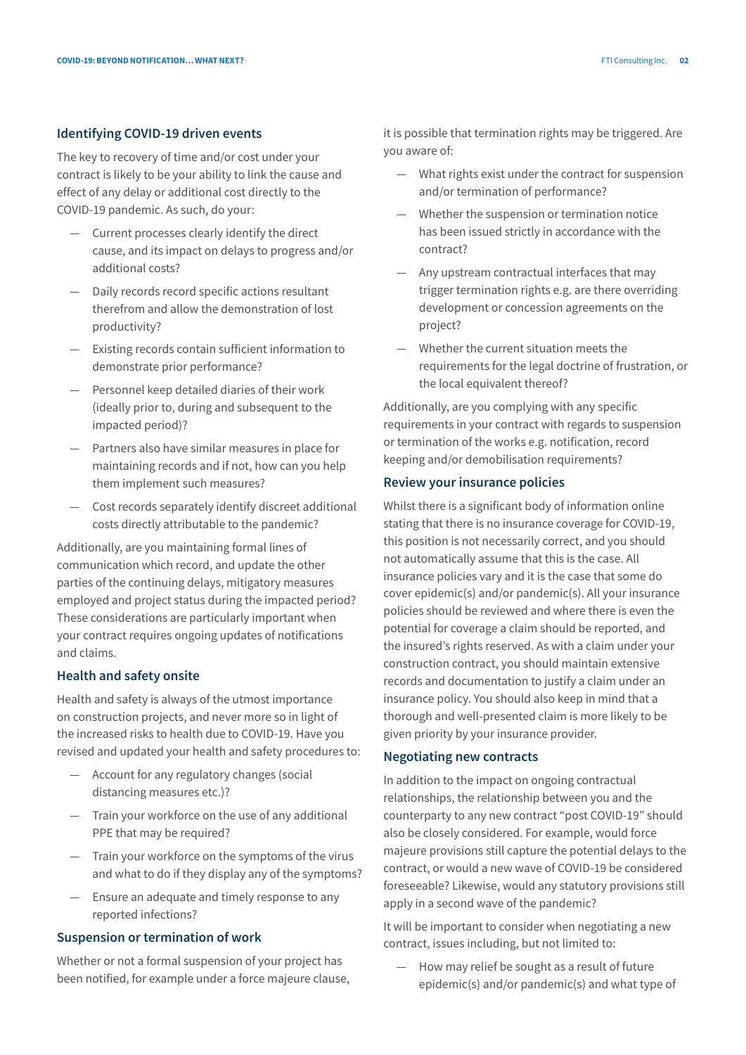## Identifying COVID-19 driven events

The key to recovery of time and/or cost under your contract is likely to be your ability to link the cause and effect of any delay or additional cost directly to the COVID-19 pandemic. As such, do your:

- Current processes clearly identify the direct cause, and its impact on delays to progress and/or additional costs?
- Daily records record specific actions resultant therefrom and allow the demonstration of lost productivity?
- Existing records contain sufficient information to demonstrate prior performance?
- Personnel keep detailed diaries of their work (ideally prior to, during and subsequent to the impacted period)?
- Partners also have similar measures in place for maintaining records and if not, how can you help them implement such measures?
- Cost records separately identify discreet additional costs directly attributable to the pandemic?

Additionally, are you maintaining formal lines of communication which record, and update the other parties of the continuing delays, mitigatory measures employed and project status during the impacted period? These considerations are particularly important when your contract requires ongoing updates of notifications and claims.

## Health and safety onsite

Health and safety is always of the utmost importance on construction projects, and never more so in light of the increased risks to health due to COVID-19. Have you revised and updated your health and safety procedures to:

- Account for any regulatory changes (social distancing measures etc.)?
- Train your workforce on the use of any additional PPE that may be required?
- Train your workforce on the symptoms of the virus and what to do if they display any of the symptoms?
- Ensure an adequate and timely response to any reported infections?

## Suspension or termination of work

Whether or not a formal suspension of your project has been notified, for example under a force majeure clause, it is possible that termination rights may be triggered. Are you aware of:

- What rights exist under the contract for suspension and/or termination of performance?
- Whether the suspension or termination notice has been issued strictly in accordance with the contract?
- Any upstream contractual interfaces that may trigger termination rights e.g. are there overriding development or concession agreements on the project?
- Whether the current situation meets the requirements for the legal doctrine of frustration, or the local equivalent thereof?

Additionally, are you complying with any specific requirements in your contract with regards to suspension or termination of the works e.g. notification, record keeping and/or demobilisation requirements?

## Review your insurance policies

Whilst there is a significant body of information online stating that there is no insurance coverage for COVID-19, this position is not necessarily correct, and you should not automatically assume that this is the case. All insurance policies vary and it is the case that some do cover epidemic(s) and/or pandemic(s). All your insurance policies should be reviewed and where there is even the potential for coverage a claim should be reported, and the insured's rights reserved. As with a claim under your construction contract, you should maintain extensive records and documentation to justify a claim under an insurance policy. You should also keep in mind that a thorough and well-presented claim is more likely to be given priority by your insurance provider.

## Negotiating new contracts

In addition to the impact on ongoing contractual relationships, the relationship between you and the counterparty to any new contract "post COVID-19" should also be closely considered. For example, would force majeure provisions still capture the potential delays to the contract, or would a new wave of COVID-19 be considered foreseeable? Likewise, would any statutory provisions still apply in a second wave of the pandemic?

It will be important to consider when negotiating a new contract, issues including, but not limited to:

- How may relief be sought as a result of future epidemic(s) and/or pandemic(s) and what type of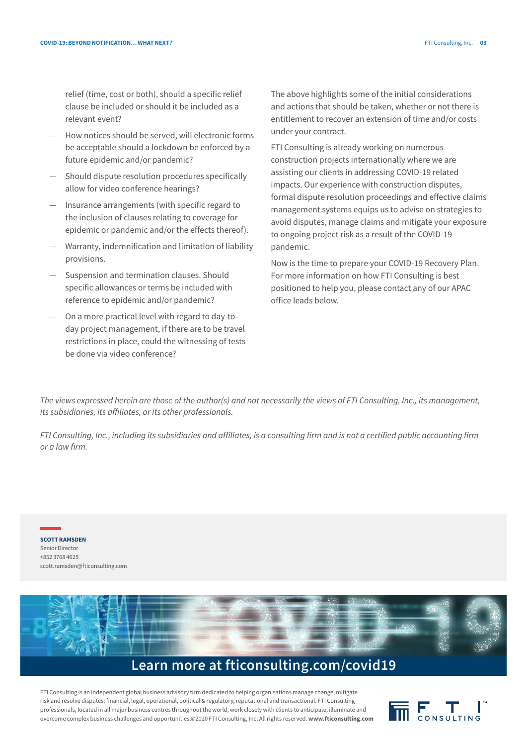relief (time, cost or both), should a specific relief clause be included or should it be included as a relevant event?

- How notices should be served, will electronic forms be acceptable should a lockdown be enforced by a future epidemic and/or pandemic?
- Should dispute resolution procedures specifically allow for video conference hearings?
- Insurance arrangements (with specific regard to the inclusion of clauses relating to coverage for epidemic or pandemic and/or the effects thereof).
- Warranty, indemnification and limitation of liability provisions.
- Suspension and termination clauses. Should specific allowances or terms be included with reference to epidemic and/or pandemic?
- On a more practical level with regard to day-to-day project management, if there are to be travel restrictions in place, could the witnessing of tests be done via video conference?

The above highlights some of the initial considerations and actions that should be taken, whether or not there is entitlement to recover an extension of time and/or costs under your contract.

FTI Consulting is already working on numerous construction projects internationally where we are assisting our clients in addressing COVID-19 related impacts. Our experience with construction disputes, formal dispute resolution proceedings and effective claims management systems equips us to advise on strategies to avoid disputes, manage claims and mitigate your exposure to ongoing project risk as a result of the COVID-19 pandemic.

Now is the time to prepare your COVID-19 Recovery Plan. For more information on how FTI Consulting is best positioned to help you, please contact any of our APAC office leads below.

*The views expressed herein are those of the author(s) and not necessarily the views of FTI Consulting, Inc., its management, its subsidiaries, its affiliates, or its other professionals.*

*FTI Consulting, Inc., including its subsidiaries and affiliates, is a consulting firm and is not a certified public accounting firm or a law firm.*

**SCOTT RAMSDEN**
Senior Director
+852 3768 4625
scott.ramsden@fticonsulting.com

**Learn more at fticonsulting.com/covid19**

FTI Consulting is an independent global business advisory firm dedicated to helping organisations manage change, mitigate risk and resolve disputes: financial, legal, operational, political & regulatory, reputational and transactional. FTI Consulting professionals, located in all major business centres throughout the world, work closely with clients to anticipate, illuminate and overcome complex business challenges and opportunities.©2020 FTI Consulting, Inc. All rights reserved. **www.fticonsulting.com**